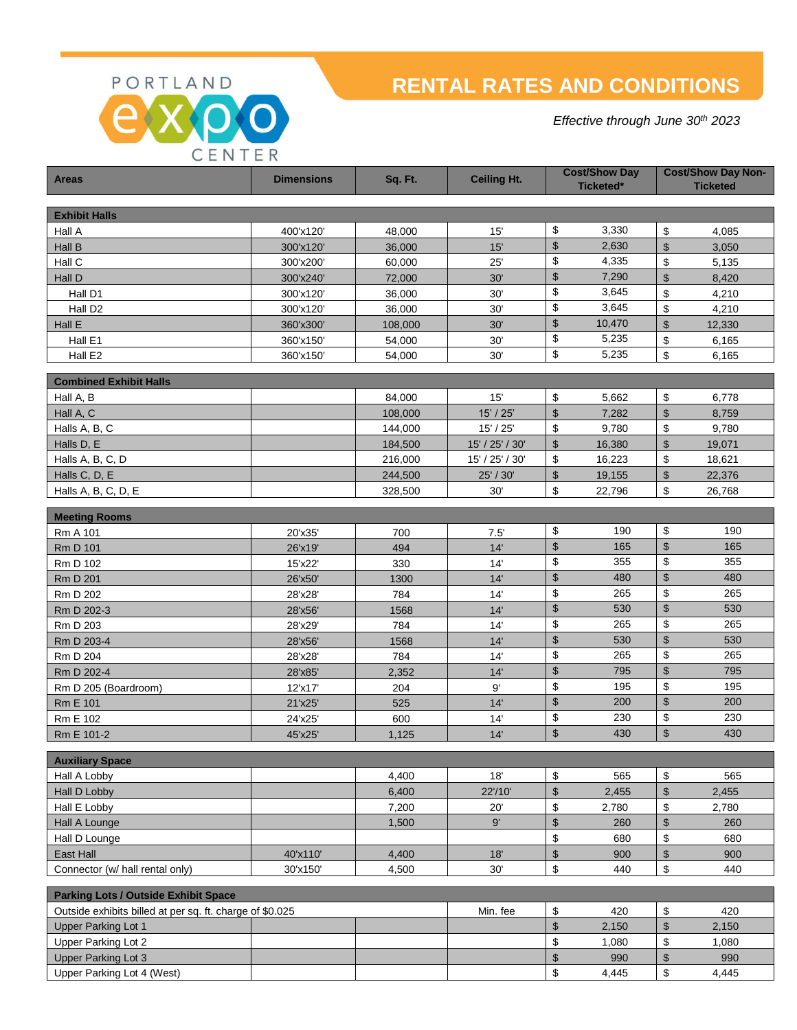PORTLAND expo CENTER

# RENTAL RATES AND CONDITIONS

*Effective through June 30th 2023*

| Areas | Dimensions | Sq. Ft. | Ceiling Ht. | Cost/Show Day Ticketed* | Cost/Show Day Non-Ticketed |
|---|---|---|---|---|---|
| **Exhibit Halls** | | | | | |
| Hall A | 400'x120' | 48,000 | 15' | $ 3,330 | $ 4,085 |
| Hall B | 300'x120' | 36,000 | 15' | $ 2,630 | $ 3,050 |
| Hall C | 300'x200' | 60,000 | 25' | $ 4,335 | $ 5,135 |
| Hall D | 300'x240' | 72,000 | 30' | $ 7,290 | $ 8,420 |
| Hall D1 | 300'x120' | 36,000 | 30' | $ 3,645 | $ 4,210 |
| Hall D2 | 300'x120' | 36,000 | 30' | $ 3,645 | $ 4,210 |
| Hall E | 360'x300' | 108,000 | 30' | $ 10,470 | $ 12,330 |
| Hall E1 | 360'x150' | 54,000 | 30' | $ 5,235 | $ 6,165 |
| Hall E2 | 360'x150' | 54,000 | 30' | $ 5,235 | $ 6,165 |
| **Combined Exhibit Halls** | | | | | |
| Hall A, B | | 84,000 | 15' | $ 5,662 | $ 6,778 |
| Hall A, C | | 108,000 | 15' / 25' | $ 7,282 | $ 8,759 |
| Halls A, B, C | | 144,000 | 15' / 25' | $ 9,780 | $ 9,780 |
| Halls D, E | | 184,500 | 15' / 25' / 30' | $ 16,380 | $ 19,071 |
| Halls A, B, C, D | | 216,000 | 15' / 25' / 30' | $ 16,223 | $ 18,621 |
| Halls C, D, E | | 244,500 | 25' / 30' | $ 19,155 | $ 22,376 |
| Halls A, B, C, D, E | | 328,500 | 30' | $ 22,796 | $ 26,768 |
| **Meeting Rooms** | | | | | |
| Rm A 101 | 20'x35' | 700 | 7.5' | $ 190 | $ 190 |
| Rm D 101 | 26'x19' | 494 | 14' | $ 165 | $ 165 |
| Rm D 102 | 15'x22' | 330 | 14' | $ 355 | $ 355 |
| Rm D 201 | 26'x50' | 1300 | 14' | $ 480 | $ 480 |
| Rm D 202 | 28'x28' | 784 | 14' | $ 265 | $ 265 |
| Rm D 202-3 | 28'x56' | 1568 | 14' | $ 530 | $ 530 |
| Rm D 203 | 28'x29' | 784 | 14' | $ 265 | $ 265 |
| Rm D 203-4 | 28'x56' | 1568 | 14' | $ 530 | $ 530 |
| Rm D 204 | 28'x28' | 784 | 14' | $ 265 | $ 265 |
| Rm D 202-4 | 28'x85' | 2,352 | 14' | $ 795 | $ 795 |
| Rm D 205 (Boardroom) | 12'x17' | 204 | 9' | $ 195 | $ 195 |
| Rm E 101 | 21'x25' | 525 | 14' | $ 200 | $ 200 |
| Rm E 102 | 24'x25' | 600 | 14' | $ 230 | $ 230 |
| Rm E 101-2 | 45'x25' | 1,125 | 14' | $ 430 | $ 430 |
| **Auxiliary Space** | | | | | |
| Hall A Lobby | | 4,400 | 18' | $ 565 | $ 565 |
| Hall D Lobby | | 6,400 | 22'/10' | $ 2,455 | $ 2,455 |
| Hall E Lobby | | 7,200 | 20' | $ 2,780 | $ 2,780 |
| Hall A Lounge | | 1,500 | 9' | $ 260 | $ 260 |
| Hall D Lounge | | | | $ 680 | $ 680 |
| East Hall | 40'x110' | 4,400 | 18' | $ 900 | $ 900 |
| Connector (w/ hall rental only) | 30'x150' | 4,500 | 30' | $ 440 | $ 440 |
| **Parking Lots / Outside Exhibit Space** | | | | | |
| Outside exhibits billed at per sq. ft. charge of $0.025 | | | Min. fee | $ 420 | $ 420 |
| Upper Parking Lot 1 | | | | $ 2,150 | $ 2,150 |
| Upper Parking Lot 2 | | | | $ 1,080 | $ 1,080 |
| Upper Parking Lot 3 | | | | $ 990 | $ 990 |
| Upper Parking Lot 4 (West) | | | | $ 4,445 | $ 4,445 |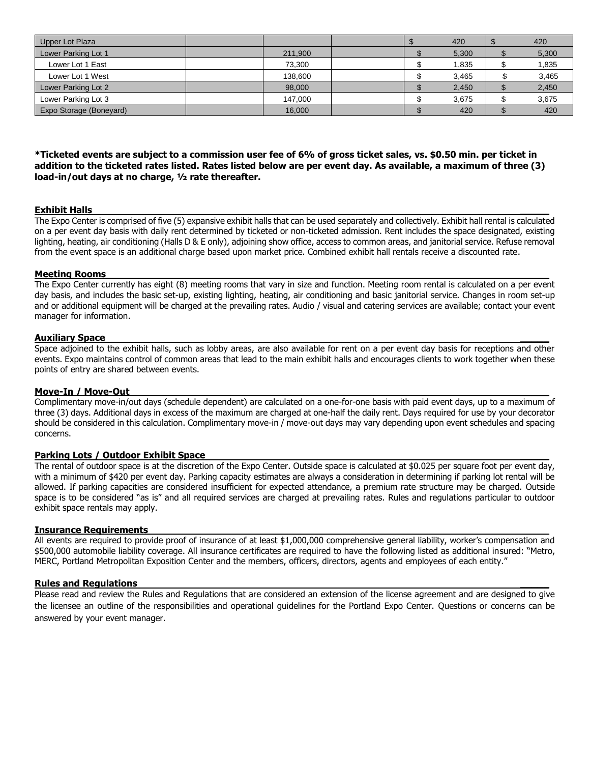| | | | | | |
|---|---|---|---|---|---|
| Upper Lot Plaza | | | | $ 420 | $ 420 |
| Lower Parking Lot 1 | | 211,900 | | $ 5,300 | $ 5,300 |
| Lower Lot 1 East | | 73,300 | | $ 1,835 | $ 1,835 |
| Lower Lot 1 West | | 138,600 | | $ 3,465 | $ 3,465 |
| Lower Parking Lot 2 | | 98,000 | | $ 2,450 | $ 2,450 |
| Lower Parking Lot 3 | | 147,000 | | $ 3,675 | $ 3,675 |
| Expo Storage (Boneyard) | | 16,000 | | $ 420 | $ 420 |

**\*Ticketed events are subject to a commission user fee of 6% of gross ticket sales, vs. $0.50 min. per ticket in addition to the ticketed rates listed. Rates listed below are per event day. As available, a maximum of three (3) load-in/out days at no charge, ½ rate thereafter.**

### Exhibit Halls

The Expo Center is comprised of five (5) expansive exhibit halls that can be used separately and collectively. Exhibit hall rental is calculated on a per event day basis with daily rent determined by ticketed or non-ticketed admission. Rent includes the space designated, existing lighting, heating, air conditioning (Halls D & E only), adjoining show office, access to common areas, and janitorial service. Refuse removal from the event space is an additional charge based upon market price. Combined exhibit hall rentals receive a discounted rate.

### Meeting Rooms

The Expo Center currently has eight (8) meeting rooms that vary in size and function. Meeting room rental is calculated on a per event day basis, and includes the basic set-up, existing lighting, heating, air conditioning and basic janitorial service. Changes in room set-up and or additional equipment will be charged at the prevailing rates. Audio / visual and catering services are available; contact your event manager for information.

### Auxiliary Space

Space adjoined to the exhibit halls, such as lobby areas, are also available for rent on a per event day basis for receptions and other events. Expo maintains control of common areas that lead to the main exhibit halls and encourages clients to work together when these points of entry are shared between events.

### Move-In / Move-Out

Complimentary move-in/out days (schedule dependent) are calculated on a one-for-one basis with paid event days, up to a maximum of three (3) days. Additional days in excess of the maximum are charged at one-half the daily rent. Days required for use by your decorator should be considered in this calculation. Complimentary move-in / move-out days may vary depending upon event schedules and spacing concerns.

### Parking Lots / Outdoor Exhibit Space

The rental of outdoor space is at the discretion of the Expo Center. Outside space is calculated at $0.025 per square foot per event day, with a minimum of $420 per event day. Parking capacity estimates are always a consideration in determining if parking lot rental will be allowed. If parking capacities are considered insufficient for expected attendance, a premium rate structure may be charged. Outside space is to be considered "as is" and all required services are charged at prevailing rates. Rules and regulations particular to outdoor exhibit space rentals may apply.

### Insurance Requirements

All events are required to provide proof of insurance of at least $1,000,000 comprehensive general liability, worker's compensation and $500,000 automobile liability coverage. All insurance certificates are required to have the following listed as additional insured: "Metro, MERC, Portland Metropolitan Exposition Center and the members, officers, directors, agents and employees of each entity."

### Rules and Regulations

Please read and review the Rules and Regulations that are considered an extension of the license agreement and are designed to give the licensee an outline of the responsibilities and operational guidelines for the Portland Expo Center. Questions or concerns can be answered by your event manager.